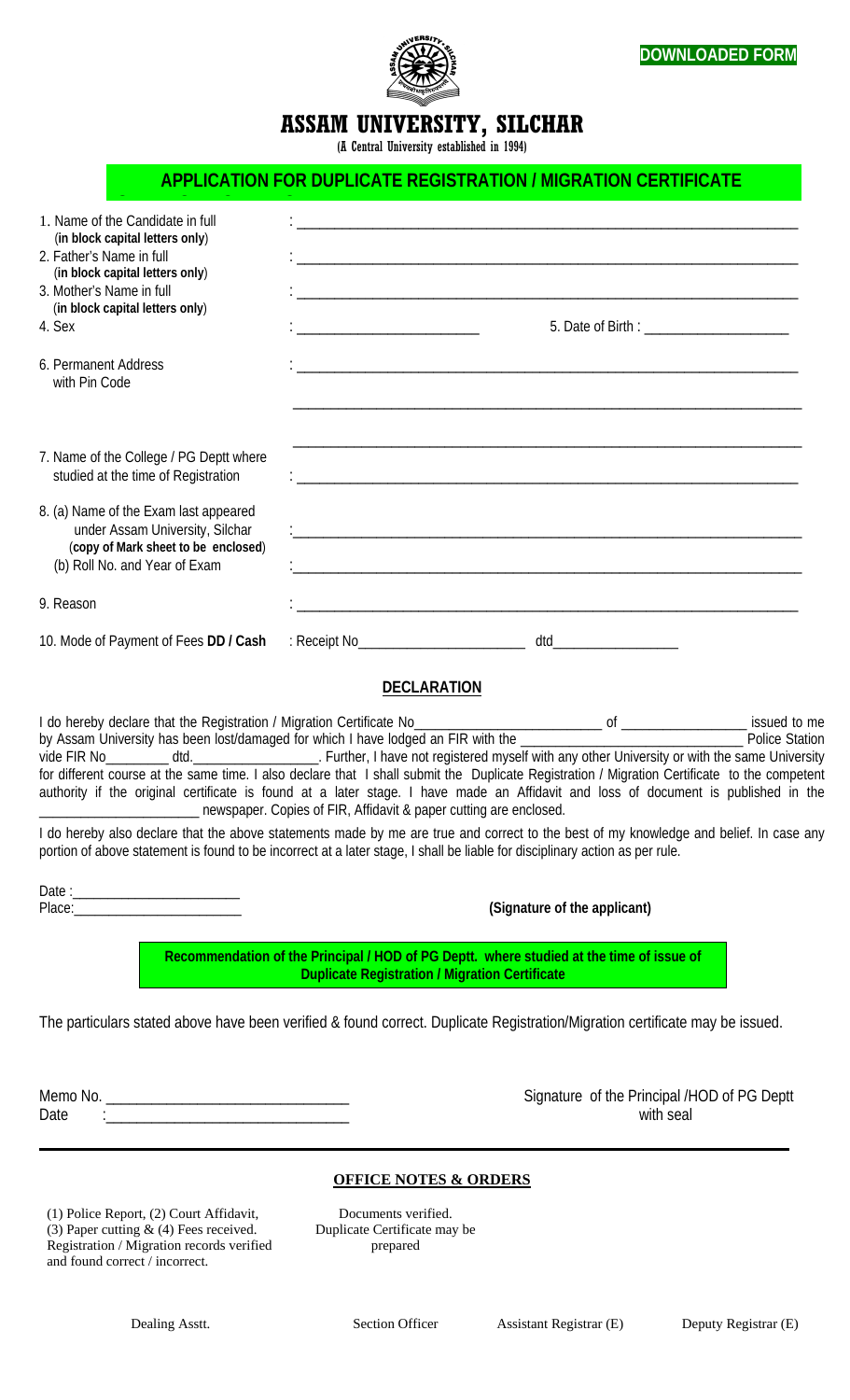DOWNLOADED FORM

# ASSAM UNIVERSITY, SILCHAR

(A Central University established in 1994)

## APPLICATION FOR DUPLICATE REGISTRATION / MIGRATION CERTIFICATE

1. Name of the Candidate in full (**in block capital letters only**) : ____________________
2. Father's Name in full (**in block capital letters only**) : ____________________
3. Mother's Name in full (**in block capital letters only**) : ____________________
4. Sex : ____________ 5. Date of Birth : ____________
6. Permanent Address with Pin Code : ____________________
7. Name of the College / PG Deptt where studied at the time of Registration : ____________________
8. (a) Name of the Exam last appeared under Assam University, Silchar (**copy of Mark sheet to be enclosed**) : ____________________
   (b) Roll No. and Year of Exam : ____________________
9. Reason : ____________________
10. Mode of Payment of Fees **DD / Cash** : Receipt No____________ dtd____________

### DECLARATION

I do hereby declare that the Registration / Migration Certificate No____________ of ____________ issued to me by Assam University has been lost/damaged for which I have lodged an FIR with the ____________ Police Station vide FIR No________ dtd.____________. Further, I have not registered myself with any other University or with the same University for different course at the same time. I also declare that I shall submit the Duplicate Registration / Migration Certificate to the competent authority if the original certificate is found at a later stage. I have made an Affidavit and loss of document is published in the ____________ newspaper. Copies of FIR, Affidavit & paper cutting are enclosed.

I do hereby also declare that the above statements made by me are true and correct to the best of my knowledge and belief. In case any portion of above statement is found to be incorrect at a later stage, I shall be liable for disciplinary action as per rule.

Date :____________

Place:____________

**(Signature of the applicant)**

**Recommendation of the Principal / HOD of PG Deptt. where studied at the time of issue of Duplicate Registration / Migration Certificate**

The particulars stated above have been verified & found correct. Duplicate Registration/Migration certificate may be issued.

Memo No. ____________

Date :____________

Signature of the Principal /HOD of PG Deptt with seal

---

**OFFICE NOTES & ORDERS**

(1) Police Report, (2) Court Affidavit, (3) Paper cutting & (4) Fees received. Registration / Migration records verified and found correct / incorrect.

Documents verified. Duplicate Certificate may be prepared

Dealing Asstt. Section Officer Assistant Registrar (E) Deputy Registrar (E)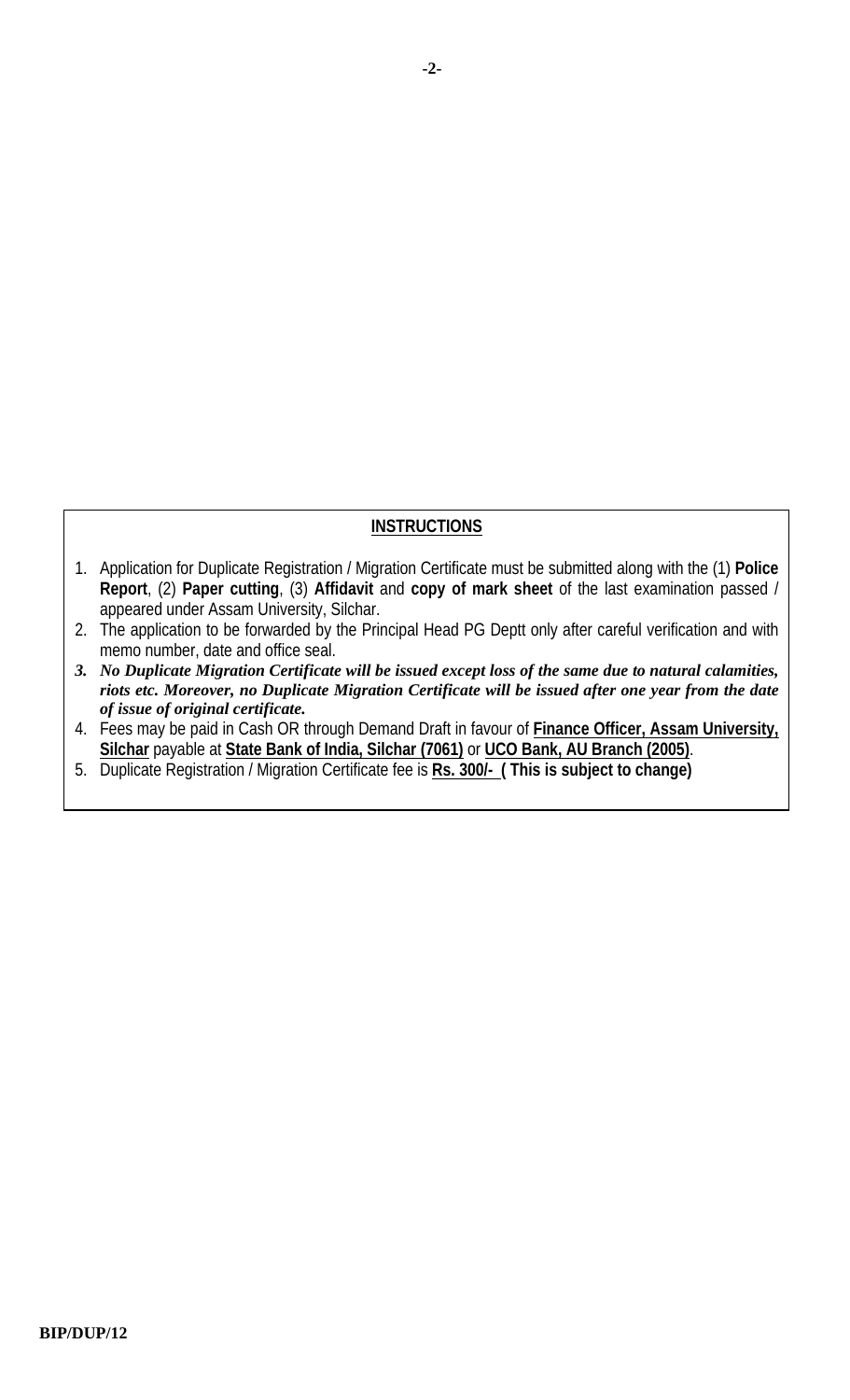## INSTRUCTIONS

1. Application for Duplicate Registration / Migration Certificate must be submitted along with the (1) **Police Report**, (2) **Paper cutting**, (3) **Affidavit** and **copy of mark sheet** of the last examination passed / appeared under Assam University, Silchar.
2. The application to be forwarded by the Principal Head PG Deptt only after careful verification and with memo number, date and office seal.
3. ***No Duplicate Migration Certificate will be issued except loss of the same due to natural calamities, riots etc. Moreover, no Duplicate Migration Certificate will be issued after one year from the date of issue of original certificate.***
4. Fees may be paid in Cash OR through Demand Draft in favour of **Finance Officer, Assam University, Silchar** payable at **State Bank of India, Silchar (7061)** or **UCO Bank, AU Branch (2005)**.
5. Duplicate Registration / Migration Certificate fee is **Rs. 300/- ( This is subject to change)**

BIP/DUP/12